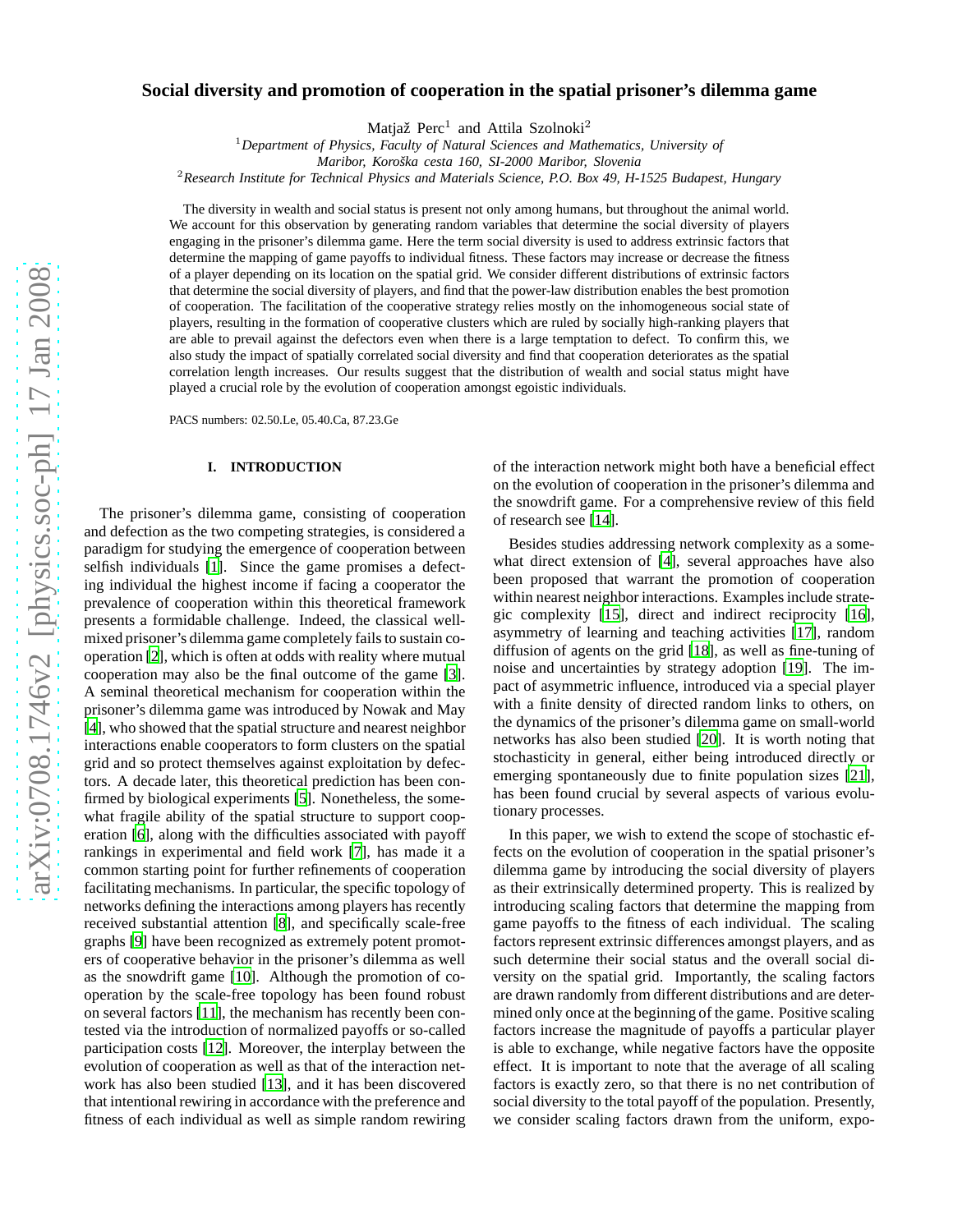# Social diversity and promotion of cooperation in the spatial prisoner's dilemma game

Matjaž Perc[1] and Attila Szolnoki[2]

[1] *Department of Physics, Faculty of Natural Sciences and Mathematics, University of Maribor, Koroška cesta 160, SI-2000 Maribor, Slovenia*

[2] *Research Institute for Technical Physics and Materials Science, P.O. Box 49, H-1525 Budapest, Hungary*

The diversity in wealth and social status is present not only among humans, but throughout the animal world. We account for this observation by generating random variables that determine the social diversity of players engaging in the prisoner's dilemma game. Here the term social diversity is used to address extrinsic factors that determine the mapping of game payoffs to individual fitness. These factors may increase or decrease the fitness of a player depending on its location on the spatial grid. We consider different distributions of extrinsic factors that determine the social diversity of players, and find that the power-law distribution enables the best promotion of cooperation. The facilitation of the cooperative strategy relies mostly on the inhomogeneous social state of players, resulting in the formation of cooperative clusters which are ruled by socially high-ranking players that are able to prevail against the defectors even when there is a large temptation to defect. To confirm this, we also study the impact of spatially correlated social diversity and find that cooperation deteriorates as the spatial correlation length increases. Our results suggest that the distribution of wealth and social status might have played a crucial role by the evolution of cooperation amongst egoistic individuals.

PACS numbers: 02.50.Le, 05.40.Ca, 87.23.Ge

## I. INTRODUCTION

The prisoner's dilemma game, consisting of cooperation and defection as the two competing strategies, is considered a paradigm for studying the emergence of cooperation between selfish individuals [1]. Since the game promises a defecting individual the highest income if facing a cooperator the prevalence of cooperation within this theoretical framework presents a formidable challenge. Indeed, the classical well-mixed prisoner's dilemma game completely fails to sustain cooperation [2], which is often at odds with reality where mutual cooperation may also be the final outcome of the game [3]. A seminal theoretical mechanism for cooperation within the prisoner's dilemma game was introduced by Nowak and May [4], who showed that the spatial structure and nearest neighbor interactions enable cooperators to form clusters on the spatial grid and so protect themselves against exploitation by defectors. A decade later, this theoretical prediction has been confirmed by biological experiments [5]. Nonetheless, the somewhat fragile ability of the spatial structure to support cooperation [6], along with the difficulties associated with payoff rankings in experimental and field work [7], has made it a common starting point for further refinements of cooperation facilitating mechanisms. In particular, the specific topology of networks defining the interactions among players has recently received substantial attention [8], and specifically scale-free graphs [9] have been recognized as extremely potent promoters of cooperative behavior in the prisoner's dilemma as well as the snowdrift game [10]. Although the promotion of cooperation by the scale-free topology has been found robust on several factors [11], the mechanism has recently been contested via the introduction of normalized payoffs or so-called participation costs [12]. Moreover, the interplay between the evolution of cooperation as well as that of the interaction network has also been studied [13], and it has been discovered that intentional rewiring in accordance with the preference and fitness of each individual as well as simple random rewiring of the interaction network might both have a beneficial effect on the evolution of cooperation in the prisoner's dilemma and the snowdrift game. For a comprehensive review of this field of research see [14].

Besides studies addressing network complexity as a somewhat direct extension of [4], several approaches have also been proposed that warrant the promotion of cooperation within nearest neighbor interactions. Examples include strategic complexity [15], direct and indirect reciprocity [16], asymmetry of learning and teaching activities [17], random diffusion of agents on the grid [18], as well as fine-tuning of noise and uncertainties by strategy adoption [19]. The impact of asymmetric influence, introduced via a special player with a finite density of directed random links to others, on the dynamics of the prisoner's dilemma game on small-world networks has also been studied [20]. It is worth noting that stochasticity in general, either being introduced directly or emerging spontaneously due to finite population sizes [21], has been found crucial by several aspects of various evolutionary processes.

In this paper, we wish to extend the scope of stochastic effects on the evolution of cooperation in the spatial prisoner's dilemma game by introducing the social diversity of players as their extrinsically determined property. This is realized by introducing scaling factors that determine the mapping from game payoffs to the fitness of each individual. The scaling factors represent extrinsic differences amongst players, and as such determine their social status and the overall social diversity on the spatial grid. Importantly, the scaling factors are drawn randomly from different distributions and are determined only once at the beginning of the game. Positive scaling factors increase the magnitude of payoffs a particular player is able to exchange, while negative factors have the opposite effect. It is important to note that the average of all scaling factors is exactly zero, so that there is no net contribution of social diversity to the total payoff of the population. Presently, we consider scaling factors drawn from the uniform, expo-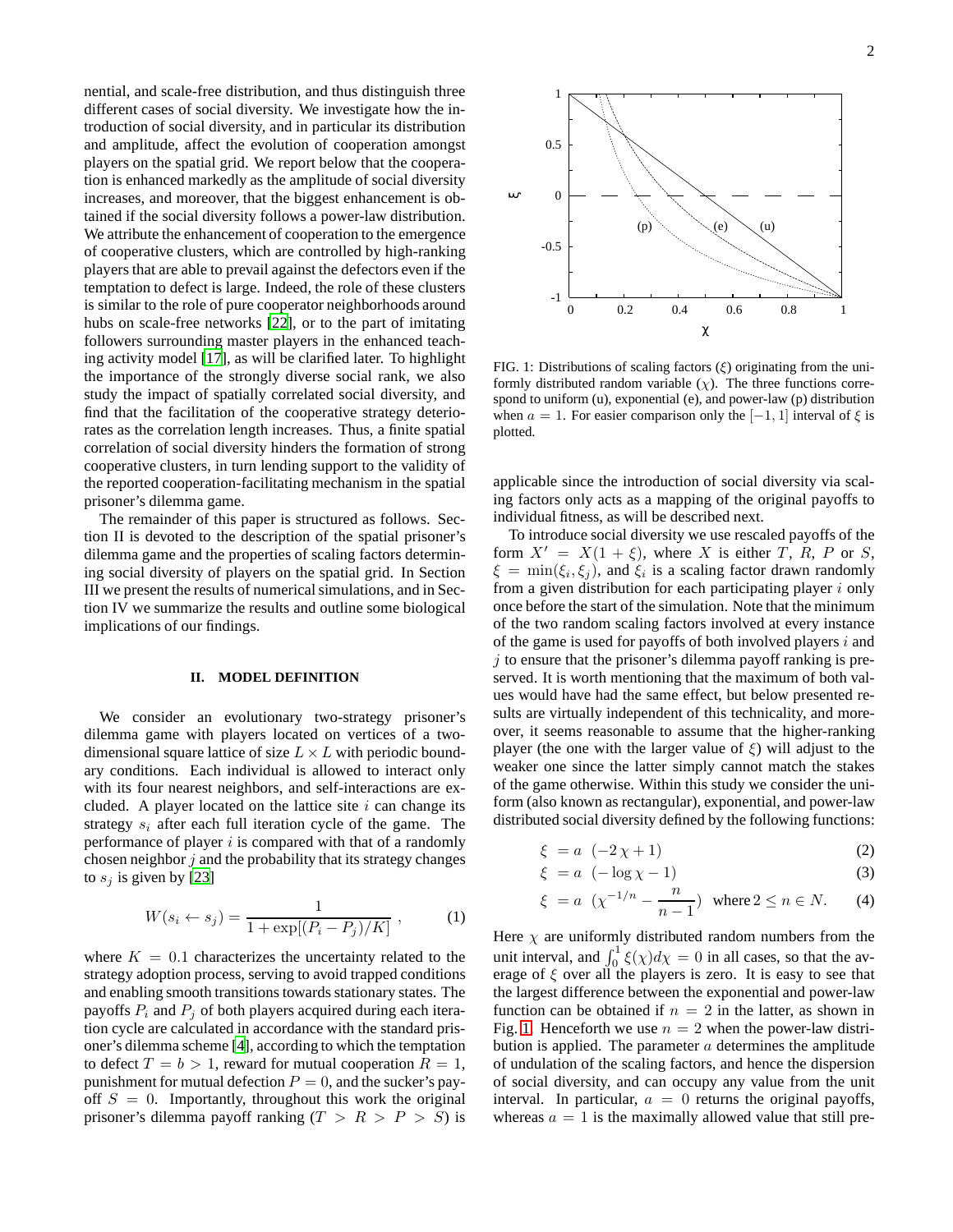nential, and scale-free distribution, and thus distinguish three different cases of social diversity. We investigate how the introduction of social diversity, and in particular its distribution and amplitude, affect the evolution of cooperation amongst players on the spatial grid. We report below that the cooperation is enhanced markedly as the amplitude of social diversity increases, and moreover, that the biggest enhancement is obtained if the social diversity follows a power-law distribution. We attribute the enhancement of cooperation to the emergence of cooperative clusters, which are controlled by high-ranking players that are able to prevail against the defectors even if the temptation to defect is large. Indeed, the role of these clusters is similar to the role of pure cooperator neighborhoods around hubs on scale-free networks [22], or to the part of imitating followers surrounding master players in the enhanced teaching activity model [17], as will be clarified later. To highlight the importance of the strongly diverse social rank, we also study the impact of spatially correlated social diversity, and find that the facilitation of the cooperative strategy deteriorates as the correlation length increases. Thus, a finite spatial correlation of social diversity hinders the formation of strong cooperative clusters, in turn lending support to the validity of the reported cooperation-facilitating mechanism in the spatial prisoner's dilemma game.

The remainder of this paper is structured as follows. Section II is devoted to the description of the spatial prisoner's dilemma game and the properties of scaling factors determining social diversity of players on the spatial grid. In Section III we present the results of numerical simulations, and in Section IV we summarize the results and outline some biological implications of our findings.

## II. MODEL DEFINITION

We consider an evolutionary two-strategy prisoner's dilemma game with players located on vertices of a two-dimensional square lattice of size $L \times L$ with periodic boundary conditions. Each individual is allowed to interact only with its four nearest neighbors, and self-interactions are excluded. A player located on the lattice site $i$ can change its strategy $s_i$ after each full iteration cycle of the game. The performance of player $i$ is compared with that of a randomly chosen neighbor $j$ and the probability that its strategy changes to $s_j$ is given by [23]

$$W(s_i \leftarrow s_j) = \frac{1}{1 + \exp[(P_i - P_j)/K]} \,, \tag{1}$$

where $K = 0.1$ characterizes the uncertainty related to the strategy adoption process, serving to avoid trapped conditions and enabling smooth transitions towards stationary states. The payoffs $P_i$ and $P_j$ of both players acquired during each iteration cycle are calculated in accordance with the standard prisoner's dilemma scheme [4], according to which the temptation to defect $T = b > 1$, reward for mutual cooperation $R = 1$, punishment for mutual defection $P = 0$, and the sucker's payoff $S = 0$. Importantly, throughout this work the original prisoner's dilemma payoff ranking ($T > R > P > S$) is applicable since the introduction of social diversity via scaling factors only acts as a mapping of the original payoffs to individual fitness, as will be described next.

FIG. 1: Distributions of scaling factors ($\xi$) originating from the uniformly distributed random variable ($\chi$). The three functions correspond to uniform (u), exponential (e), and power-law (p) distribution when $a = 1$. For easier comparison only the $[-1, 1]$ interval of $\xi$ is plotted.

To introduce social diversity we use rescaled payoffs of the form $X' = X(1 + \xi)$, where $X$ is either $T$, $R$, $P$ or $S$, $\xi = \min(\xi_i, \xi_j)$, and $\xi_i$ is a scaling factor drawn randomly from a given distribution for each participating player $i$ only once before the start of the simulation. Note that the minimum of the two random scaling factors involved at every instance of the game is used for payoffs of both involved players $i$ and $j$ to ensure that the prisoner's dilemma payoff ranking is preserved. It is worth mentioning that the maximum of both values would have had the same effect, but below presented results are virtually independent of this technicality, and moreover, it seems reasonable to assume that the higher-ranking player (the one with the larger value of $\xi$) will adjust to the weaker one since the latter simply cannot match the stakes of the game otherwise. Within this study we consider the uniform (also known as rectangular), exponential, and power-law distributed social diversity defined by the following functions:

$$\xi = a \;\; (-2\,\chi + 1) \tag{2}$$

$$\xi = a \;\; (-\log \chi - 1) \tag{3}$$

$$\xi = a \;\; (\chi^{-1/n} - \frac{n}{n-1}) \;\; \text{where } 2 \le n \in N. \tag{4}$$

Here $\chi$ are uniformly distributed random numbers from the unit interval, and $\int_0^1 \xi(\chi) d\chi = 0$ in all cases, so that the average of $\xi$ over all the players is zero. It is easy to see that the largest difference between the exponential and power-law function can be obtained if $n = 2$ in the latter, as shown in Fig. 1. Henceforth we use $n = 2$ when the power-law distribution is applied. The parameter $a$ determines the amplitude of undulation of the scaling factors, and hence the dispersion of social diversity, and can occupy any value from the unit interval. In particular, $a = 0$ returns the original payoffs, whereas $a = 1$ is the maximally allowed value that still pre-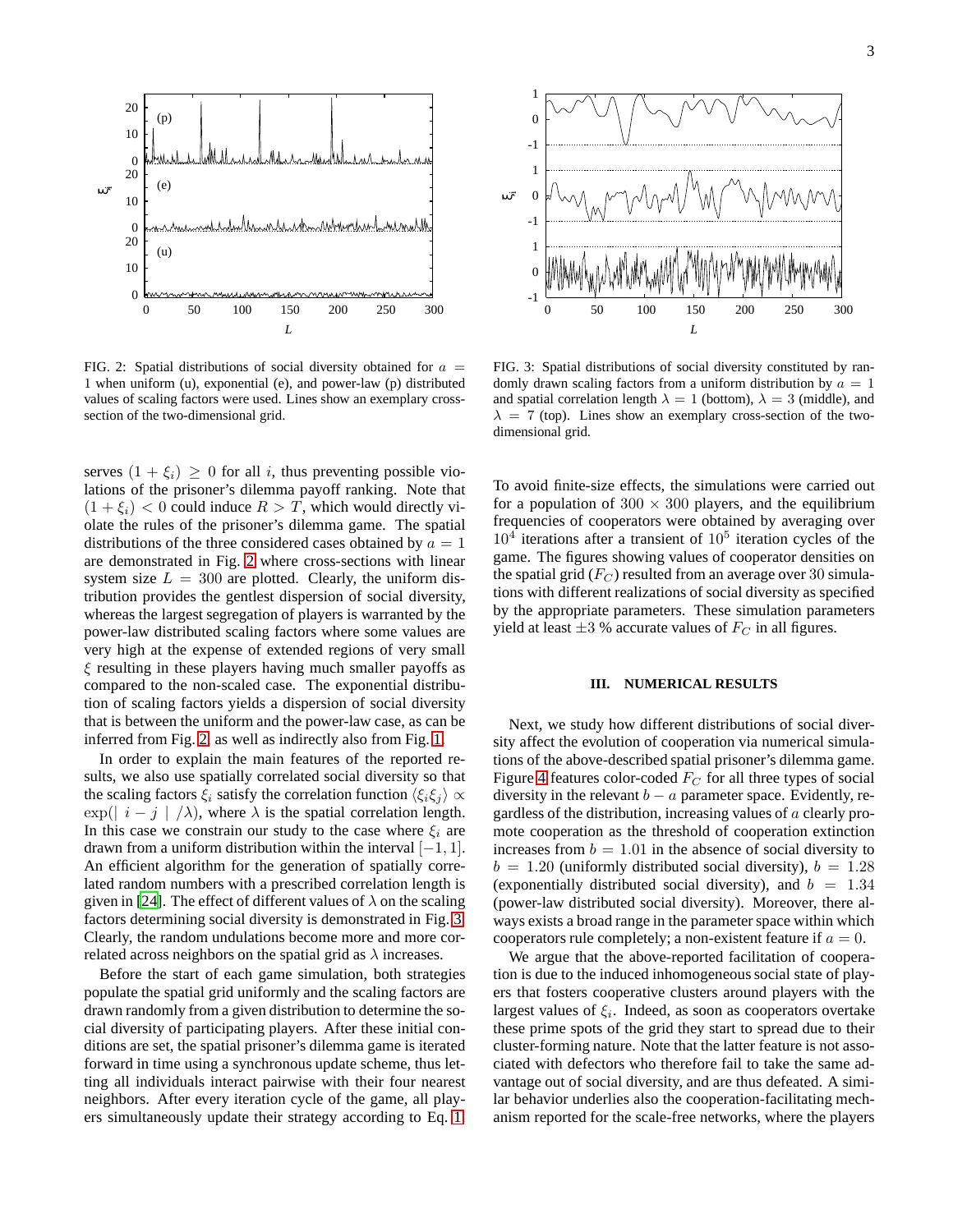FIG. 2: Spatial distributions of social diversity obtained for $a = 1$ when uniform (u), exponential (e), and power-law (p) distributed values of scaling factors were used. Lines show an exemplary cross-section of the two-dimensional grid.

FIG. 3: Spatial distributions of social diversity constituted by randomly drawn scaling factors from a uniform distribution by $a = 1$ and spatial correlation length $\lambda = 1$ (bottom), $\lambda = 3$ (middle), and $\lambda = 7$ (top). Lines show an exemplary cross-section of the two-dimensional grid.

serves $(1 + \xi_i) \geq 0$ for all $i$, thus preventing possible violations of the prisoner's dilemma payoff ranking. Note that $(1 + \xi_i) < 0$ could induce $R > T$, which would directly violate the rules of the prisoner's dilemma game. The spatial distributions of the three considered cases obtained by $a = 1$ are demonstrated in Fig. 2 where cross-sections with linear system size $L = 300$ are plotted. Clearly, the uniform distribution provides the gentlest dispersion of social diversity, whereas the largest segregation of players is warranted by the power-law distributed scaling factors where some values are very high at the expense of extended regions of very small $\xi$ resulting in these players having much smaller payoffs as compared to the non-scaled case. The exponential distribution of scaling factors yields a dispersion of social diversity that is between the uniform and the power-law case, as can be inferred from Fig. 2, as well as indirectly also from Fig. 1.

In order to explain the main features of the reported results, we also use spatially correlated social diversity so that the scaling factors $\xi_i$ satisfy the correlation function $\langle \xi_i \xi_j \rangle \propto \exp(\mid i - j \mid / \lambda)$, where $\lambda$ is the spatial correlation length. In this case we constrain our study to the case where $\xi_i$ are drawn from a uniform distribution within the interval $[-1, 1]$. An efficient algorithm for the generation of spatially correlated random numbers with a prescribed correlation length is given in [24]. The effect of different values of $\lambda$ on the scaling factors determining social diversity is demonstrated in Fig. 3. Clearly, the random undulations become more and more correlated across neighbors on the spatial grid as $\lambda$ increases.

Before the start of each game simulation, both strategies populate the spatial grid uniformly and the scaling factors are drawn randomly from a given distribution to determine the social diversity of participating players. After these initial conditions are set, the spatial prisoner's dilemma game is iterated forward in time using a synchronous update scheme, thus letting all individuals interact pairwise with their four nearest neighbors. After every iteration cycle of the game, all players simultaneously update their strategy according to Eq. 1. To avoid finite-size effects, the simulations were carried out for a population of $300 \times 300$ players, and the equilibrium frequencies of cooperators were obtained by averaging over $10^4$ iterations after a transient of $10^5$ iteration cycles of the game. The figures showing values of cooperator densities on the spatial grid ($F_C$) resulted from an average over 30 simulations with different realizations of social diversity as specified by the appropriate parameters. These simulation parameters yield at least $\pm 3$ % accurate values of $F_C$ in all figures.

## III. NUMERICAL RESULTS

Next, we study how different distributions of social diversity affect the evolution of cooperation via numerical simulations of the above-described spatial prisoner's dilemma game. Figure 4 features color-coded $F_C$ for all three types of social diversity in the relevant $b - a$ parameter space. Evidently, regardless of the distribution, increasing values of $a$ clearly promote cooperation as the threshold of cooperation extinction increases from $b = 1.01$ in the absence of social diversity to $b = 1.20$ (uniformly distributed social diversity), $b = 1.28$ (exponentially distributed social diversity), and $b = 1.34$ (power-law distributed social diversity). Moreover, there always exists a broad range in the parameter space within which cooperators rule completely; a non-existent feature if $a = 0$.

We argue that the above-reported facilitation of cooperation is due to the induced inhomogeneous social state of players that fosters cooperative clusters around players with the largest values of $\xi_i$. Indeed, as soon as cooperators overtake these prime spots of the grid they start to spread due to their cluster-forming nature. Note that the latter feature is not associated with defectors who therefore fail to take the same advantage out of social diversity, and are thus defeated. A similar behavior underlies also the cooperation-facilitating mechanism reported for the scale-free networks, where the players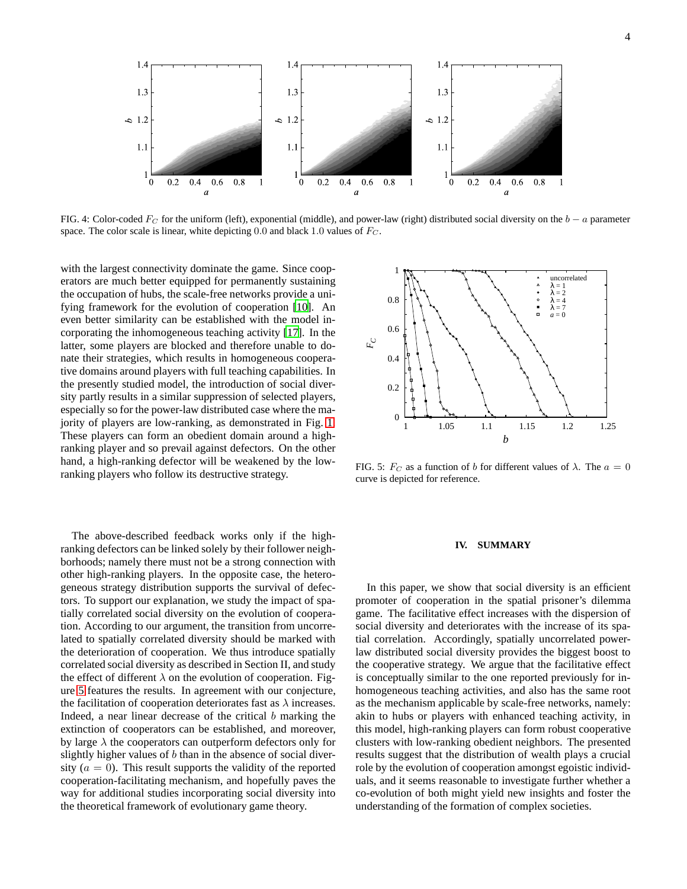FIG. 4: Color-coded $F_C$ for the uniform (left), exponential (middle), and power-law (right) distributed social diversity on the $b - a$ parameter space. The color scale is linear, white depicting 0.0 and black 1.0 values of $F_C$.

with the largest connectivity dominate the game. Since cooperators are much better equipped for permanently sustaining the occupation of hubs, the scale-free networks provide a unifying framework for the evolution of cooperation [10]. An even better similarity can be established with the model incorporating the inhomogeneous teaching activity [17]. In the latter, some players are blocked and therefore unable to donate their strategies, which results in homogeneous cooperative domains around players with full teaching capabilities. In the presently studied model, the introduction of social diversity partly results in a similar suppression of selected players, especially so for the power-law distributed case where the majority of players are low-ranking, as demonstrated in Fig. 1. These players can form an obedient domain around a high-ranking player and so prevail against defectors. On the other hand, a high-ranking defector will be weakened by the low-ranking players who follow its destructive strategy.

The above-described feedback works only if the high-ranking defectors can be linked solely by their follower neighborhoods; namely there must not be a strong connection with other high-ranking players. In the opposite case, the heterogeneous strategy distribution supports the survival of defectors. To support our explanation, we study the impact of spatially correlated social diversity on the evolution of cooperation. According to our argument, the transition from uncorrelated to spatially correlated diversity should be marked with the deterioration of cooperation. We thus introduce spatially correlated social diversity as described in Section II, and study the effect of different $\lambda$ on the evolution of cooperation. Figure 5 features the results. In agreement with our conjecture, the facilitation of cooperation deteriorates fast as $\lambda$ increases. Indeed, a near linear decrease of the critical $b$ marking the extinction of cooperators can be established, and moreover, by large $\lambda$ the cooperators can outperform defectors only for slightly higher values of $b$ than in the absence of social diversity ($a = 0$). This result supports the validity of the reported cooperation-facilitating mechanism, and hopefully paves the way for additional studies incorporating social diversity into the theoretical framework of evolutionary game theory.

FIG. 5: $F_C$ as a function of $b$ for different values of $\lambda$. The $a = 0$ curve is depicted for reference.

## IV. SUMMARY

In this paper, we show that social diversity is an efficient promoter of cooperation in the spatial prisoner's dilemma game. The facilitative effect increases with the dispersion of social diversity and deteriorates with the increase of its spatial correlation. Accordingly, spatially uncorrelated power-law distributed social diversity provides the biggest boost to the cooperative strategy. We argue that the facilitative effect is conceptually similar to the one reported previously for inhomogeneous teaching activities, and also has the same root as the mechanism applicable by scale-free networks, namely: akin to hubs or players with enhanced teaching activity, in this model, high-ranking players can form robust cooperative clusters with low-ranking obedient neighbors. The presented results suggest that the distribution of wealth plays a crucial role by the evolution of cooperation amongst egoistic individuals, and it seems reasonable to investigate further whether a co-evolution of both might yield new insights and foster the understanding of the formation of complex societies.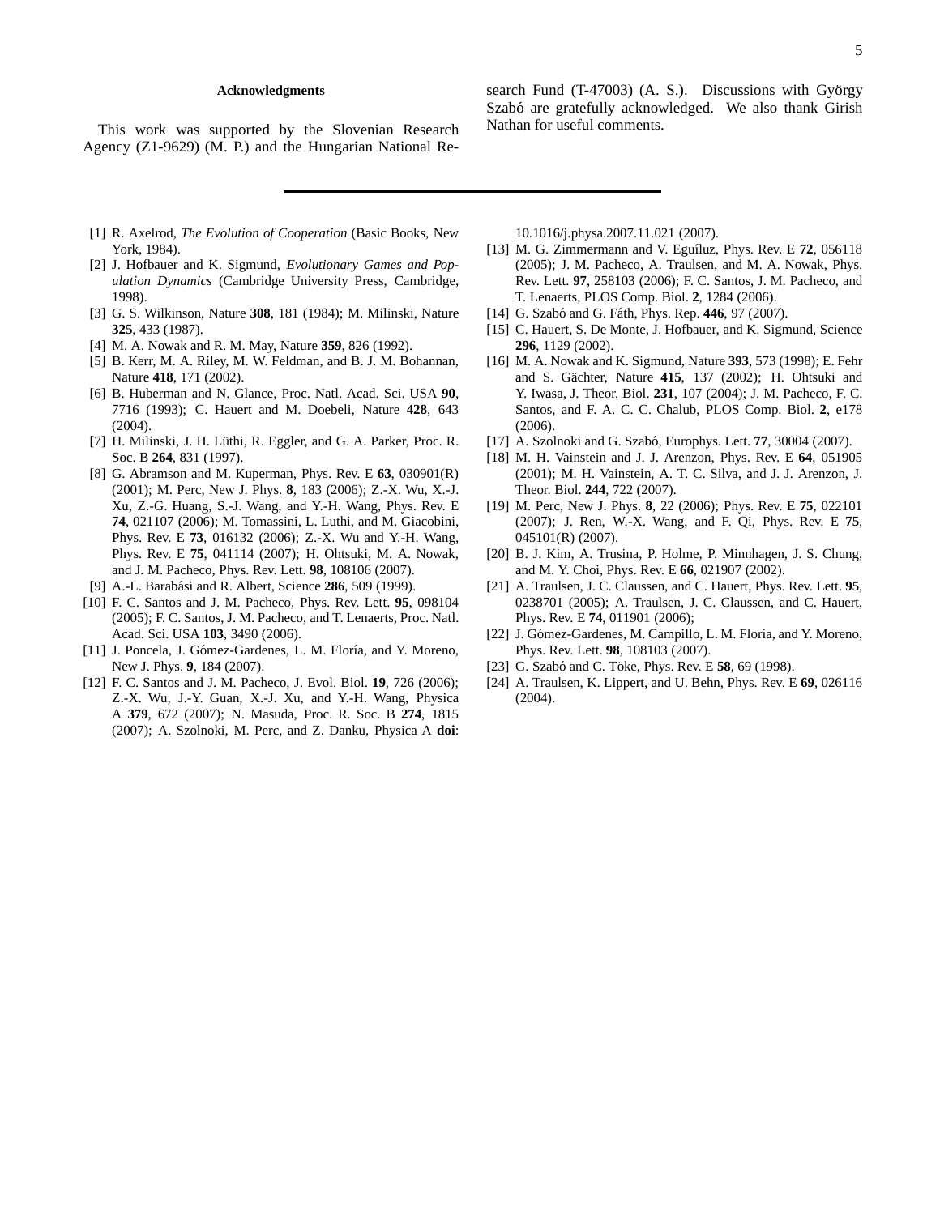### Acknowledgments

This work was supported by the Slovenian Research Agency (Z1-9629) (M. P.) and the Hungarian National Research Fund (T-47003) (A. S.). Discussions with György Szabó are gratefully acknowledged. We also thank Girish Nathan for useful comments.

---

[1] R. Axelrod, *The Evolution of Cooperation* (Basic Books, New York, 1984).

[2] J. Hofbauer and K. Sigmund, *Evolutionary Games and Population Dynamics* (Cambridge University Press, Cambridge, 1998).

[3] G. S. Wilkinson, Nature **308**, 181 (1984); M. Milinski, Nature **325**, 433 (1987).

[4] M. A. Nowak and R. M. May, Nature **359**, 826 (1992).

[5] B. Kerr, M. A. Riley, M. W. Feldman, and B. J. M. Bohannan, Nature **418**, 171 (2002).

[6] B. Huberman and N. Glance, Proc. Natl. Acad. Sci. USA **90**, 7716 (1993); C. Hauert and M. Doebeli, Nature **428**, 643 (2004).

[7] H. Milinski, J. H. Lüthi, R. Eggler, and G. A. Parker, Proc. R. Soc. B **264**, 831 (1997).

[8] G. Abramson and M. Kuperman, Phys. Rev. E **63**, 030901(R) (2001); M. Perc, New J. Phys. **8**, 183 (2006); Z.-X. Wu, X.-J. Xu, Z.-G. Huang, S.-J. Wang, and Y.-H. Wang, Phys. Rev. E **74**, 021107 (2006); M. Tomassini, L. Luthi, and M. Giacobini, Phys. Rev. E **73**, 016132 (2006); Z.-X. Wu and Y.-H. Wang, Phys. Rev. E **75**, 041114 (2007); H. Ohtsuki, M. A. Nowak, and J. M. Pacheco, Phys. Rev. Lett. **98**, 108106 (2007).

[9] A.-L. Barabási and R. Albert, Science **286**, 509 (1999).

[10] F. C. Santos and J. M. Pacheco, Phys. Rev. Lett. **95**, 098104 (2005); F. C. Santos, J. M. Pacheco, and T. Lenaerts, Proc. Natl. Acad. Sci. USA **103**, 3490 (2006).

[11] J. Poncela, J. Gómez-Gardenes, L. M. Floría, and Y. Moreno, New J. Phys. **9**, 184 (2007).

[12] F. C. Santos and J. M. Pacheco, J. Evol. Biol. **19**, 726 (2006); Z.-X. Wu, J.-Y. Guan, X.-J. Xu, and Y.-H. Wang, Physica A **379**, 672 (2007); N. Masuda, Proc. R. Soc. B **274**, 1815 (2007); A. Szolnoki, M. Perc, and Z. Danku, Physica A **doi**: 10.1016/j.physa.2007.11.021 (2007).

[13] M. G. Zimmermann and V. Eguíluz, Phys. Rev. E **72**, 056118 (2005); J. M. Pacheco, A. Traulsen, and M. A. Nowak, Phys. Rev. Lett. **97**, 258103 (2006); F. C. Santos, J. M. Pacheco, and T. Lenaerts, PLOS Comp. Biol. **2**, 1284 (2006).

[14] G. Szabó and G. Fáth, Phys. Rep. **446**, 97 (2007).

[15] C. Hauert, S. De Monte, J. Hofbauer, and K. Sigmund, Science **296**, 1129 (2002).

[16] M. A. Nowak and K. Sigmund, Nature **393**, 573 (1998); E. Fehr and S. Gächter, Nature **415**, 137 (2002); H. Ohtsuki and Y. Iwasa, J. Theor. Biol. **231**, 107 (2004); J. M. Pacheco, F. C. Santos, and F. A. C. C. Chalub, PLOS Comp. Biol. **2**, e178 (2006).

[17] A. Szolnoki and G. Szabó, Europhys. Lett. **77**, 30004 (2007).

[18] M. H. Vainstein and J. J. Arenzon, Phys. Rev. E **64**, 051905 (2001); M. H. Vainstein, A. T. C. Silva, and J. J. Arenzon, J. Theor. Biol. **244**, 722 (2007).

[19] M. Perc, New J. Phys. **8**, 22 (2006); Phys. Rev. E **75**, 022101 (2007); J. Ren, W.-X. Wang, and F. Qi, Phys. Rev. E **75**, 045101(R) (2007).

[20] B. J. Kim, A. Trusina, P. Holme, P. Minnhagen, J. S. Chung, and M. Y. Choi, Phys. Rev. E **66**, 021907 (2002).

[21] A. Traulsen, J. C. Claussen, and C. Hauert, Phys. Rev. Lett. **95**, 0238701 (2005); A. Traulsen, J. C. Claussen, and C. Hauert, Phys. Rev. E **74**, 011901 (2006);

[22] J. Gómez-Gardenes, M. Campillo, L. M. Floría, and Y. Moreno, Phys. Rev. Lett. **98**, 108103 (2007).

[23] G. Szabó and C. Tőke, Phys. Rev. E **58**, 69 (1998).

[24] A. Traulsen, K. Lippert, and U. Behn, Phys. Rev. E **69**, 026116 (2004).